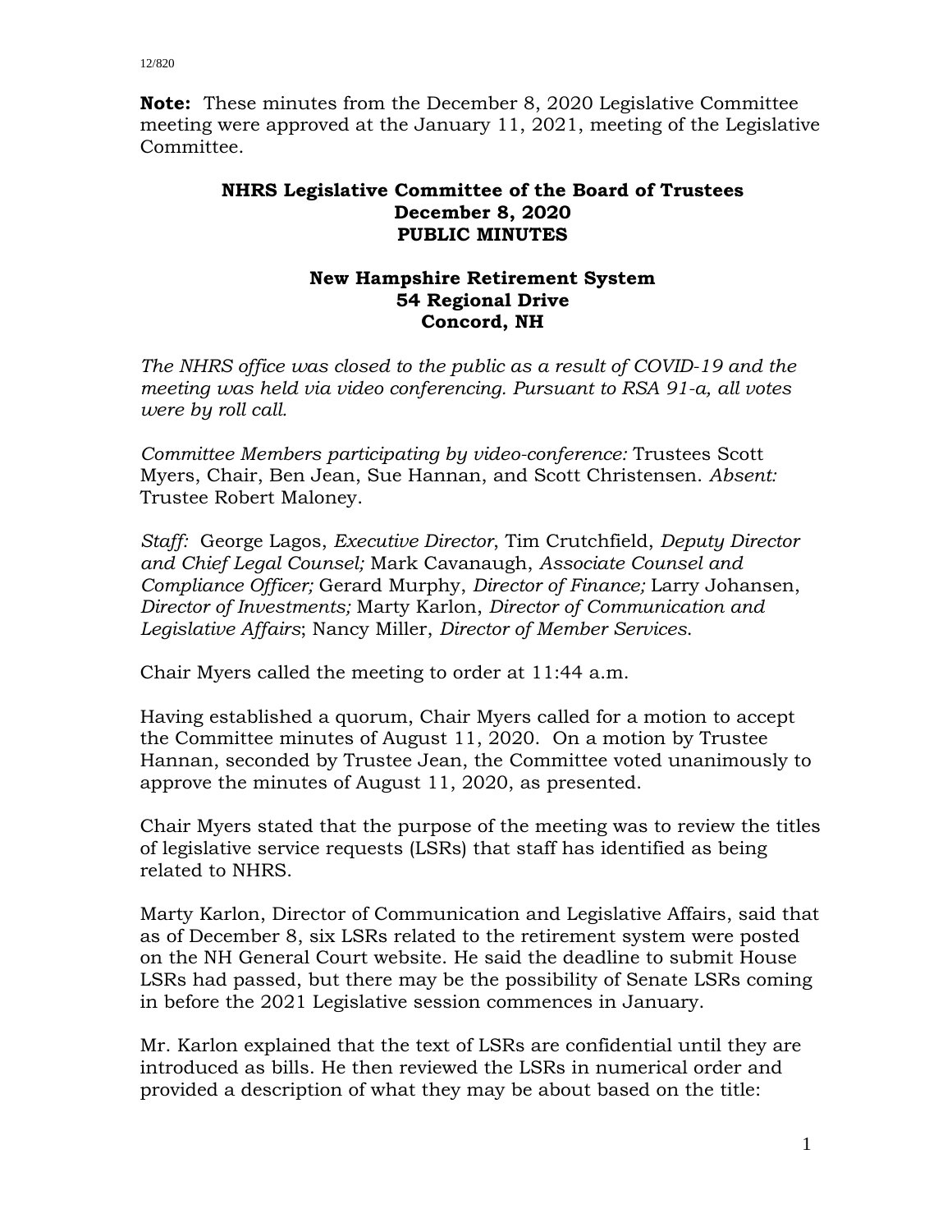**Note:** These minutes from the December 8, 2020 Legislative Committee meeting were approved at the January 11, 2021, meeting of the Legislative Committee.

# NHRS Legislative Committee of the Board of Trustees
## December 8, 2020
## PUBLIC MINUTES

### New Hampshire Retirement System
### 54 Regional Drive
### Concord, NH

*The NHRS office was closed to the public as a result of COVID-19 and the meeting was held via video conferencing. Pursuant to RSA 91-a, all votes were by roll call.*

*Committee Members participating by video-conference:* Trustees Scott Myers, Chair, Ben Jean, Sue Hannan, and Scott Christensen. *Absent:* Trustee Robert Maloney.

*Staff:* George Lagos, *Executive Director*, Tim Crutchfield, *Deputy Director and Chief Legal Counsel;* Mark Cavanaugh, *Associate Counsel and Compliance Officer;* Gerard Murphy, *Director of Finance;* Larry Johansen, *Director of Investments;* Marty Karlon, *Director of Communication and Legislative Affairs*; Nancy Miller, *Director of Member Services.*

Chair Myers called the meeting to order at 11:44 a.m.

Having established a quorum, Chair Myers called for a motion to accept the Committee minutes of August 11, 2020. On a motion by Trustee Hannan, seconded by Trustee Jean, the Committee voted unanimously to approve the minutes of August 11, 2020, as presented.

Chair Myers stated that the purpose of the meeting was to review the titles of legislative service requests (LSRs) that staff has identified as being related to NHRS.

Marty Karlon, Director of Communication and Legislative Affairs, said that as of December 8, six LSRs related to the retirement system were posted on the NH General Court website. He said the deadline to submit House LSRs had passed, but there may be the possibility of Senate LSRs coming in before the 2021 Legislative session commences in January.

Mr. Karlon explained that the text of LSRs are confidential until they are introduced as bills. He then reviewed the LSRs in numerical order and provided a description of what they may be about based on the title: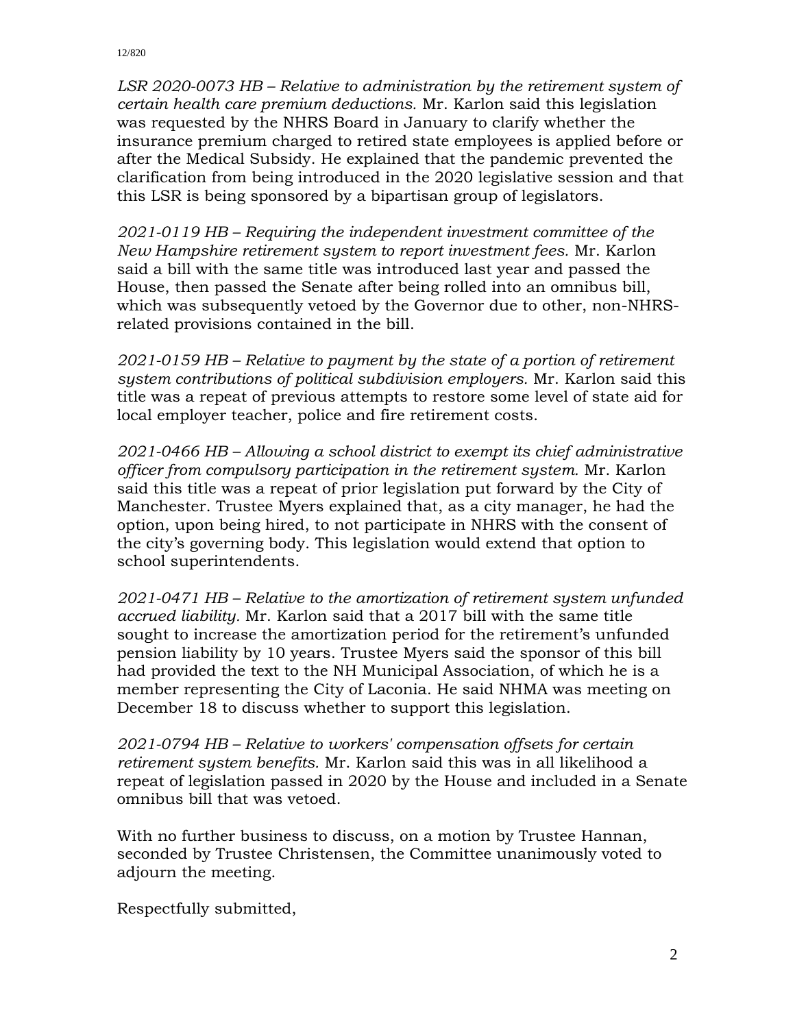*LSR 2020-0073 HB – Relative to administration by the retirement system of certain health care premium deductions.* Mr. Karlon said this legislation was requested by the NHRS Board in January to clarify whether the insurance premium charged to retired state employees is applied before or after the Medical Subsidy. He explained that the pandemic prevented the clarification from being introduced in the 2020 legislative session and that this LSR is being sponsored by a bipartisan group of legislators.

*2021-0119 HB – Requiring the independent investment committee of the New Hampshire retirement system to report investment fees.* Mr. Karlon said a bill with the same title was introduced last year and passed the House, then passed the Senate after being rolled into an omnibus bill, which was subsequently vetoed by the Governor due to other, non-NHRS-related provisions contained in the bill.

*2021-0159 HB – Relative to payment by the state of a portion of retirement system contributions of political subdivision employers.* Mr. Karlon said this title was a repeat of previous attempts to restore some level of state aid for local employer teacher, police and fire retirement costs.

*2021-0466 HB – Allowing a school district to exempt its chief administrative officer from compulsory participation in the retirement system.* Mr. Karlon said this title was a repeat of prior legislation put forward by the City of Manchester. Trustee Myers explained that, as a city manager, he had the option, upon being hired, to not participate in NHRS with the consent of the city's governing body. This legislation would extend that option to school superintendents.

*2021-0471 HB – Relative to the amortization of retirement system unfunded accrued liability.* Mr. Karlon said that a 2017 bill with the same title sought to increase the amortization period for the retirement's unfunded pension liability by 10 years. Trustee Myers said the sponsor of this bill had provided the text to the NH Municipal Association, of which he is a member representing the City of Laconia. He said NHMA was meeting on December 18 to discuss whether to support this legislation.

*2021-0794 HB – Relative to workers' compensation offsets for certain retirement system benefits.* Mr. Karlon said this was in all likelihood a repeat of legislation passed in 2020 by the House and included in a Senate omnibus bill that was vetoed.

With no further business to discuss, on a motion by Trustee Hannan, seconded by Trustee Christensen, the Committee unanimously voted to adjourn the meeting.

Respectfully submitted,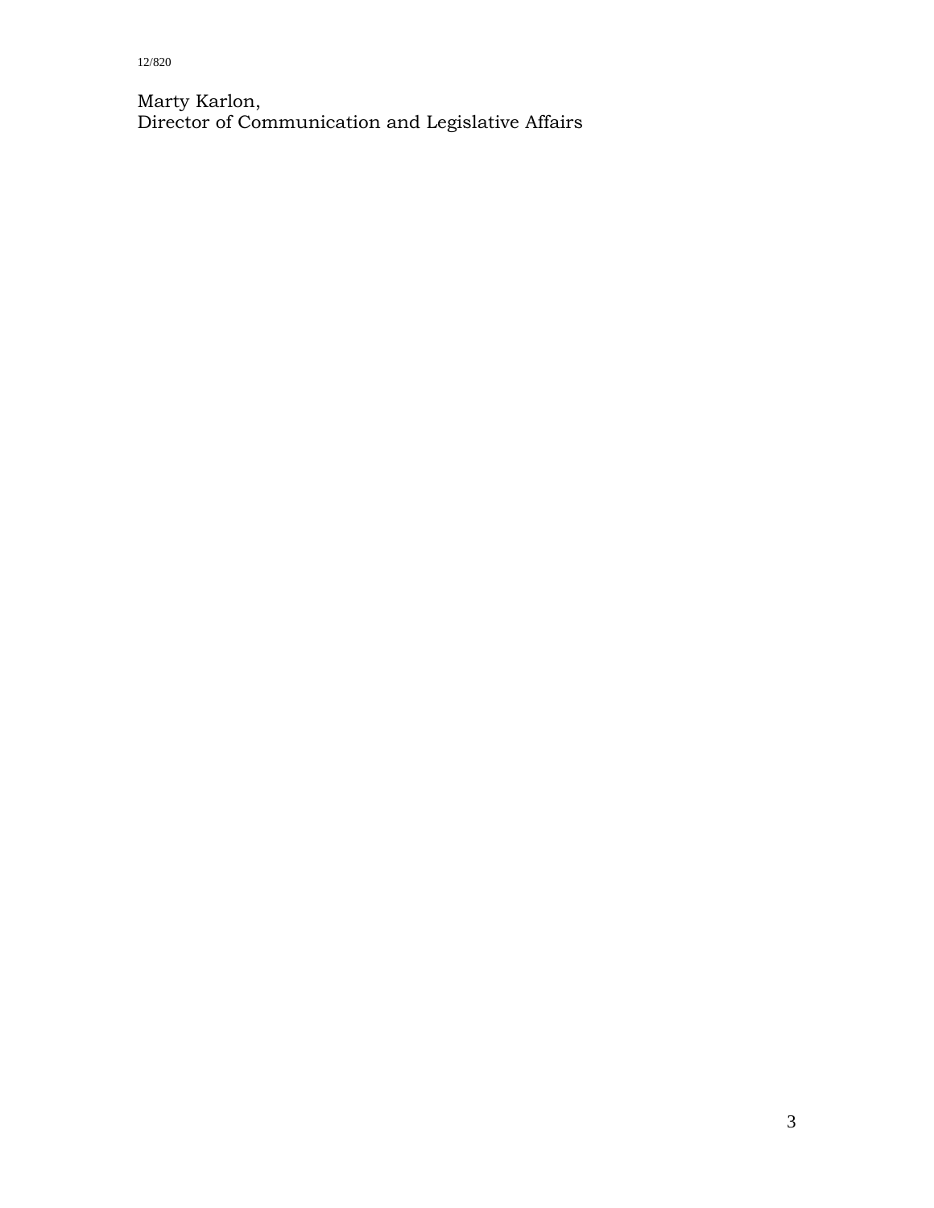Marty Karlon,
Director of Communication and Legislative Affairs